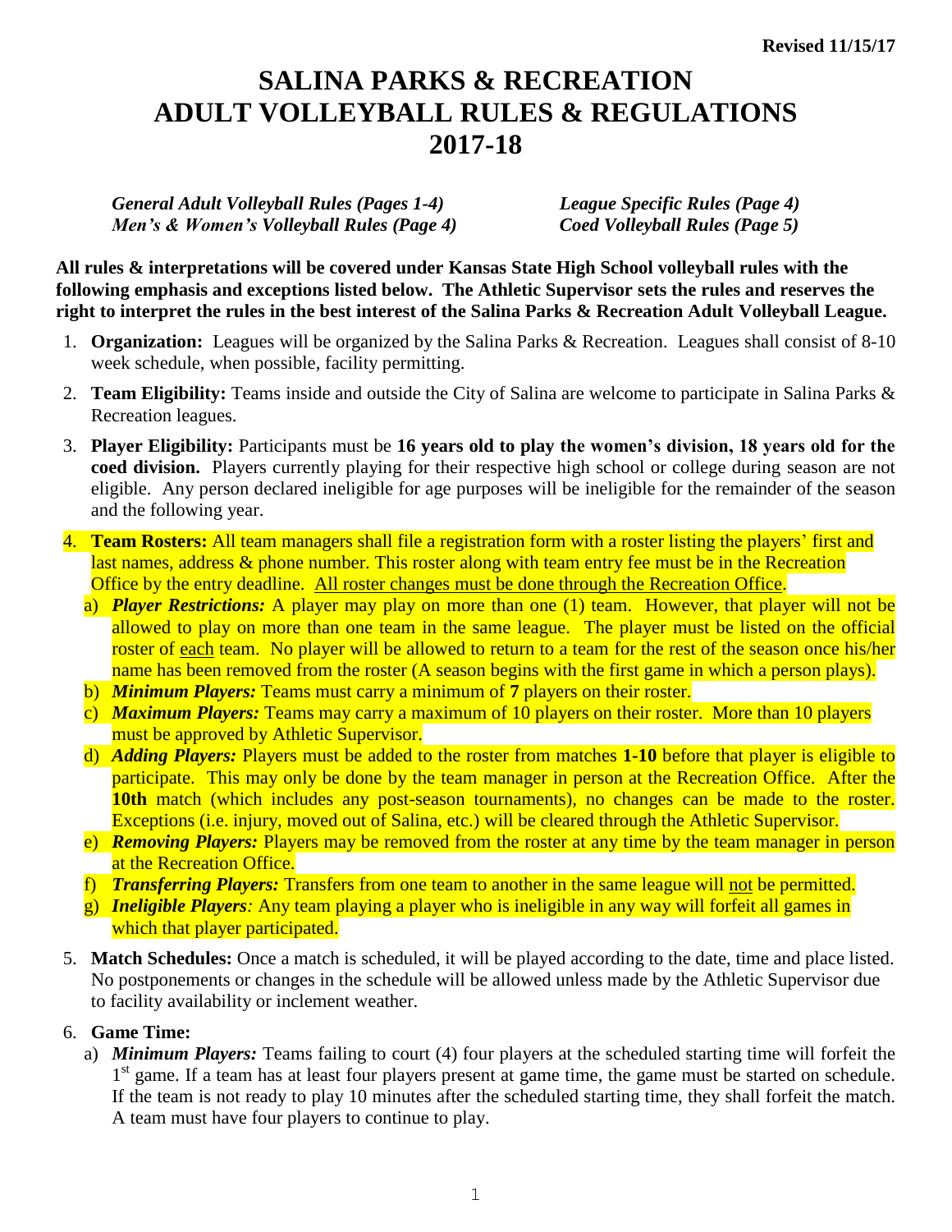**Revised 11/15/17**

# SALINA PARKS & RECREATION
# ADULT VOLLEYBALL RULES & REGULATIONS
# 2017-18

*General Adult Volleyball Rules (Pages 1-4)* *League Specific Rules (Page 4)*
*Men's & Women's Volleyball Rules (Page 4)* *Coed Volleyball Rules (Page 5)*

**All rules & interpretations will be covered under Kansas State High School volleyball rules with the following emphasis and exceptions listed below. The Athletic Supervisor sets the rules and reserves the right to interpret the rules in the best interest of the Salina Parks & Recreation Adult Volleyball League.**

1. **Organization:** Leagues will be organized by the Salina Parks & Recreation. Leagues shall consist of 8-10 week schedule, when possible, facility permitting.
2. **Team Eligibility:** Teams inside and outside the City of Salina are welcome to participate in Salina Parks & Recreation leagues.
3. **Player Eligibility:** Participants must be **16 years old to play the women's division, 18 years old for the coed division.** Players currently playing for their respective high school or college during season are not eligible. Any person declared ineligible for age purposes will be ineligible for the remainder of the season and the following year.
4. **Team Rosters:** All team managers shall file a registration form with a roster listing the players' first and last names, address & phone number. This roster along with team entry fee must be in the Recreation Office by the entry deadline. All roster changes must be done through the Recreation Office.
   a) ***Player Restrictions:*** A player may play on more than one (1) team. However, that player will not be allowed to play on more than one team in the same league. The player must be listed on the official roster of each team. No player will be allowed to return to a team for the rest of the season once his/her name has been removed from the roster (A season begins with the first game in which a person plays).
   b) ***Minimum Players:*** Teams must carry a minimum of **7** players on their roster.
   c) ***Maximum Players:*** Teams may carry a maximum of 10 players on their roster. More than 10 players must be approved by Athletic Supervisor.
   d) ***Adding Players:*** Players must be added to the roster from matches **1-10** before that player is eligible to participate. This may only be done by the team manager in person at the Recreation Office. After the **10th** match (which includes any post-season tournaments), no changes can be made to the roster. Exceptions (i.e. injury, moved out of Salina, etc.) will be cleared through the Athletic Supervisor.
   e) ***Removing Players:*** Players may be removed from the roster at any time by the team manager in person at the Recreation Office.
   f) ***Transferring Players:*** Transfers from one team to another in the same league will not be permitted.
   g) ***Ineligible Players****:* Any team playing a player who is ineligible in any way will forfeit all games in which that player participated.
5. **Match Schedules:** Once a match is scheduled, it will be played according to the date, time and place listed. No postponements or changes in the schedule will be allowed unless made by the Athletic Supervisor due to facility availability or inclement weather.
6. **Game Time:**
   a) ***Minimum Players:*** Teams failing to court (4) four players at the scheduled starting time will forfeit the 1st game. If a team has at least four players present at game time, the game must be started on schedule. If the team is not ready to play 10 minutes after the scheduled starting time, they shall forfeit the match. A team must have four players to continue to play.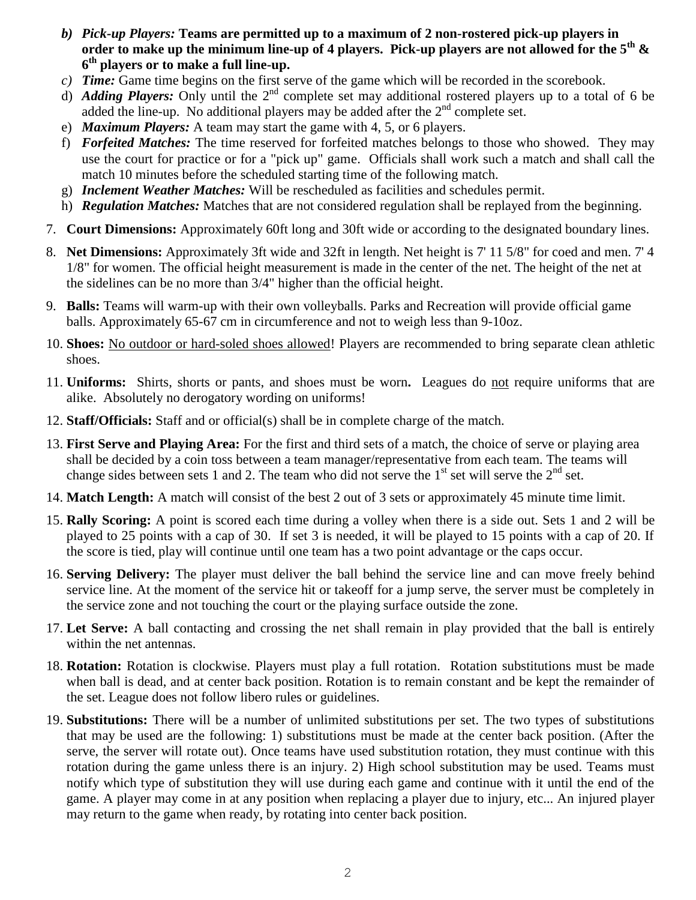b) ***Pick-up Players:*** **Teams are permitted up to a maximum of 2 non-rostered pick-up players in order to make up the minimum line-up of 4 players. Pick-up players are not allowed for the 5th & 6th players or to make a full line-up.**

c) ***Time:*** Game time begins on the first serve of the game which will be recorded in the scorebook.

d) ***Adding Players:*** Only until the 2nd complete set may additional rostered players up to a total of 6 be added the line-up. No additional players may be added after the 2nd complete set.

e) ***Maximum Players:*** A team may start the game with 4, 5, or 6 players.

f) ***Forfeited Matches:*** The time reserved for forfeited matches belongs to those who showed. They may use the court for practice or for a "pick up" game. Officials shall work such a match and shall call the match 10 minutes before the scheduled starting time of the following match.

g) ***Inclement Weather Matches:*** Will be rescheduled as facilities and schedules permit.

h) ***Regulation Matches:*** Matches that are not considered regulation shall be replayed from the beginning.

7. **Court Dimensions:** Approximately 60ft long and 30ft wide or according to the designated boundary lines.

8. **Net Dimensions:** Approximately 3ft wide and 32ft in length. Net height is 7' 11 5/8" for coed and men. 7' 4 1/8" for women. The official height measurement is made in the center of the net. The height of the net at the sidelines can be no more than 3/4" higher than the official height.

9. **Balls:** Teams will warm-up with their own volleyballs. Parks and Recreation will provide official game balls. Approximately 65-67 cm in circumference and not to weigh less than 9-10oz.

10. **Shoes:** <u>No outdoor or hard-soled shoes allowed</u>! Players are recommended to bring separate clean athletic shoes.

11. **Uniforms:** Shirts, shorts or pants, and shoes must be worn**.** Leagues do <u>not</u> require uniforms that are alike. Absolutely no derogatory wording on uniforms!

12. **Staff/Officials:** Staff and or official(s) shall be in complete charge of the match.

13. **First Serve and Playing Area:** For the first and third sets of a match, the choice of serve or playing area shall be decided by a coin toss between a team manager/representative from each team. The teams will change sides between sets 1 and 2. The team who did not serve the 1st set will serve the 2nd set.

14. **Match Length:** A match will consist of the best 2 out of 3 sets or approximately 45 minute time limit.

15. **Rally Scoring:** A point is scored each time during a volley when there is a side out. Sets 1 and 2 will be played to 25 points with a cap of 30. If set 3 is needed, it will be played to 15 points with a cap of 20. If the score is tied, play will continue until one team has a two point advantage or the caps occur.

16. **Serving Delivery:** The player must deliver the ball behind the service line and can move freely behind service line. At the moment of the service hit or takeoff for a jump serve, the server must be completely in the service zone and not touching the court or the playing surface outside the zone.

17. **Let Serve:** A ball contacting and crossing the net shall remain in play provided that the ball is entirely within the net antennas.

18. **Rotation:** Rotation is clockwise. Players must play a full rotation. Rotation substitutions must be made when ball is dead, and at center back position. Rotation is to remain constant and be kept the remainder of the set. League does not follow libero rules or guidelines.

19. **Substitutions:** There will be a number of unlimited substitutions per set. The two types of substitutions that may be used are the following: 1) substitutions must be made at the center back position. (After the serve, the server will rotate out). Once teams have used substitution rotation, they must continue with this rotation during the game unless there is an injury. 2) High school substitution may be used. Teams must notify which type of substitution they will use during each game and continue with it until the end of the game. A player may come in at any position when replacing a player due to injury, etc... An injured player may return to the game when ready, by rotating into center back position.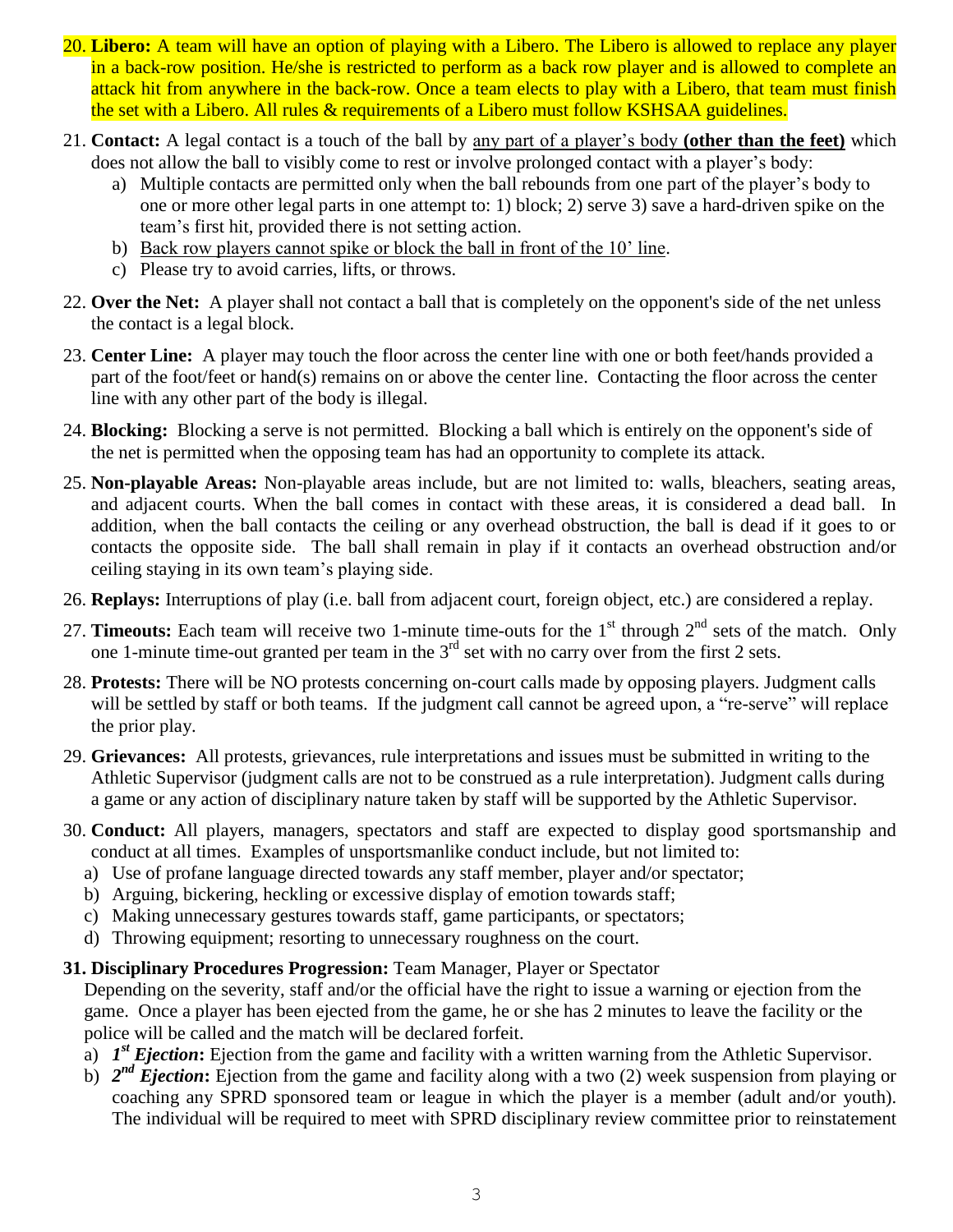20. **Libero:** A team will have an option of playing with a Libero. The Libero is allowed to replace any player in a back-row position. He/she is restricted to perform as a back row player and is allowed to complete an attack hit from anywhere in the back-row. Once a team elects to play with a Libero, that team must finish the set with a Libero. All rules & requirements of a Libero must follow KSHSAA guidelines.

21. **Contact:** A legal contact is a touch of the ball by any part of a player's body **(other than the feet)** which does not allow the ball to visibly come to rest or involve prolonged contact with a player's body:
    a) Multiple contacts are permitted only when the ball rebounds from one part of the player's body to one or more other legal parts in one attempt to: 1) block; 2) serve 3) save a hard-driven spike on the team's first hit, provided there is not setting action.
    b) Back row players cannot spike or block the ball in front of the 10' line.
    c) Please try to avoid carries, lifts, or throws.

22. **Over the Net:** A player shall not contact a ball that is completely on the opponent's side of the net unless the contact is a legal block.

23. **Center Line:** A player may touch the floor across the center line with one or both feet/hands provided a part of the foot/feet or hand(s) remains on or above the center line. Contacting the floor across the center line with any other part of the body is illegal.

24. **Blocking:** Blocking a serve is not permitted. Blocking a ball which is entirely on the opponent's side of the net is permitted when the opposing team has had an opportunity to complete its attack.

25. **Non-playable Areas:** Non-playable areas include, but are not limited to: walls, bleachers, seating areas, and adjacent courts. When the ball comes in contact with these areas, it is considered a dead ball. In addition, when the ball contacts the ceiling or any overhead obstruction, the ball is dead if it goes to or contacts the opposite side. The ball shall remain in play if it contacts an overhead obstruction and/or ceiling staying in its own team's playing side.

26. **Replays:** Interruptions of play (i.e. ball from adjacent court, foreign object, etc.) are considered a replay.

27. **Timeouts:** Each team will receive two 1-minute time-outs for the 1st through 2nd sets of the match. Only one 1-minute time-out granted per team in the 3rd set with no carry over from the first 2 sets.

28. **Protests:** There will be NO protests concerning on-court calls made by opposing players. Judgment calls will be settled by staff or both teams. If the judgment call cannot be agreed upon, a "re-serve" will replace the prior play.

29. **Grievances:** All protests, grievances, rule interpretations and issues must be submitted in writing to the Athletic Supervisor (judgment calls are not to be construed as a rule interpretation). Judgment calls during a game or any action of disciplinary nature taken by staff will be supported by the Athletic Supervisor.

30. **Conduct:** All players, managers, spectators and staff are expected to display good sportsmanship and conduct at all times. Examples of unsportsmanlike conduct include, but not limited to:
    a) Use of profane language directed towards any staff member, player and/or spectator;
    b) Arguing, bickering, heckling or excessive display of emotion towards staff;
    c) Making unnecessary gestures towards staff, game participants, or spectators;
    d) Throwing equipment; resorting to unnecessary roughness on the court.

**31. Disciplinary Procedures Progression:** Team Manager, Player or Spectator
Depending on the severity, staff and/or the official have the right to issue a warning or ejection from the game. Once a player has been ejected from the game, he or she has 2 minutes to leave the facility or the police will be called and the match will be declared forfeit.
   a) ***1st Ejection*:** Ejection from the game and facility with a written warning from the Athletic Supervisor.
   b) ***2nd Ejection*:** Ejection from the game and facility along with a two (2) week suspension from playing or coaching any SPRD sponsored team or league in which the player is a member (adult and/or youth). The individual will be required to meet with SPRD disciplinary review committee prior to reinstatement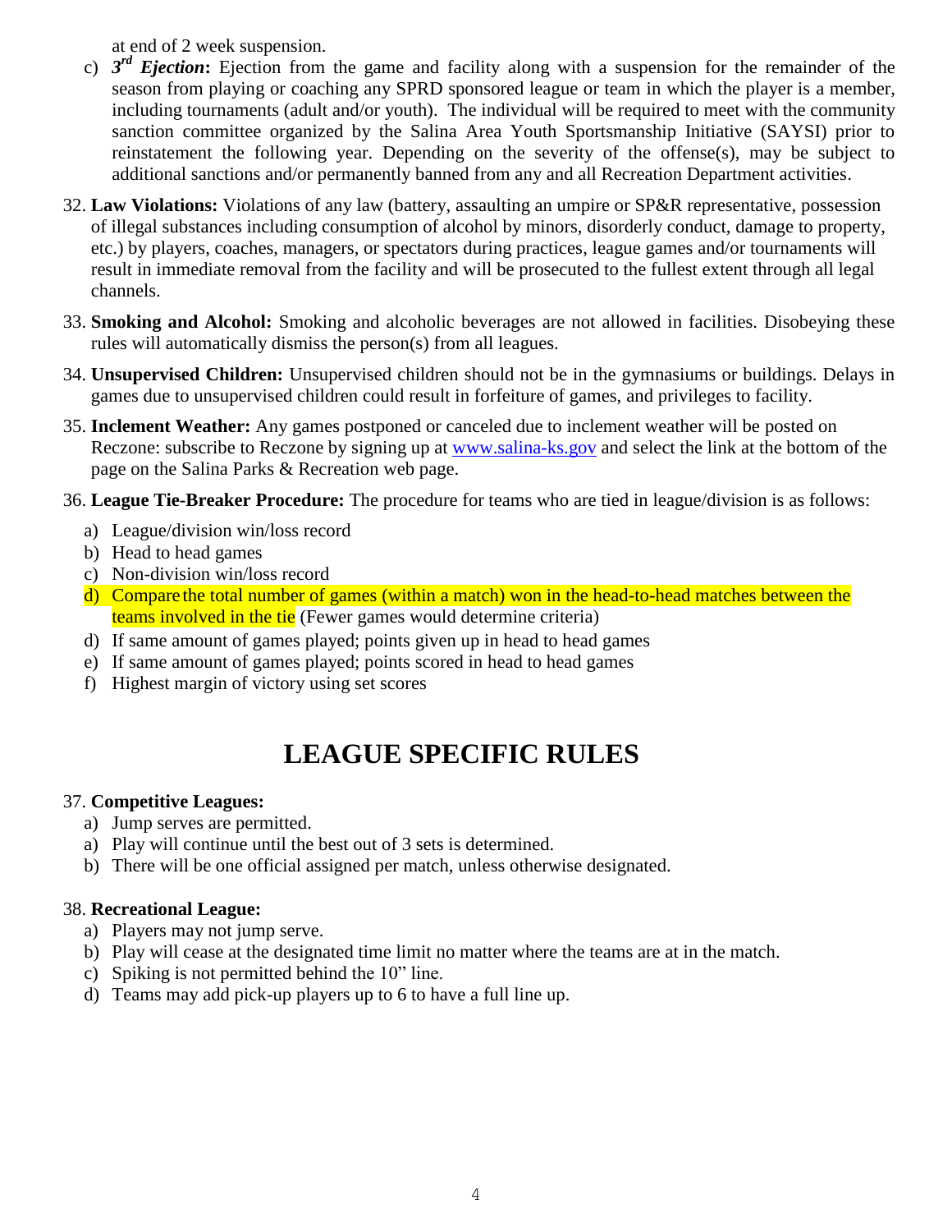at end of 2 week suspension.

c) ***3rd Ejection*:** Ejection from the game and facility along with a suspension for the remainder of the season from playing or coaching any SPRD sponsored league or team in which the player is a member, including tournaments (adult and/or youth). The individual will be required to meet with the community sanction committee organized by the Salina Area Youth Sportsmanship Initiative (SAYSI) prior to reinstatement the following year. Depending on the severity of the offense(s), may be subject to additional sanctions and/or permanently banned from any and all Recreation Department activities.

32. **Law Violations:** Violations of any law (battery, assaulting an umpire or SP&R representative, possession of illegal substances including consumption of alcohol by minors, disorderly conduct, damage to property, etc.) by players, coaches, managers, or spectators during practices, league games and/or tournaments will result in immediate removal from the facility and will be prosecuted to the fullest extent through all legal channels.

33. **Smoking and Alcohol:** Smoking and alcoholic beverages are not allowed in facilities. Disobeying these rules will automatically dismiss the person(s) from all leagues.

34. **Unsupervised Children:** Unsupervised children should not be in the gymnasiums or buildings. Delays in games due to unsupervised children could result in forfeiture of games, and privileges to facility.

35. **Inclement Weather:** Any games postponed or canceled due to inclement weather will be posted on Reczone: subscribe to Reczone by signing up at www.salina-ks.gov and select the link at the bottom of the page on the Salina Parks & Recreation web page.

36. **League Tie-Breaker Procedure:** The procedure for teams who are tied in league/division is as follows:
    - a) League/division win/loss record
    - b) Head to head games
    - c) Non-division win/loss record
    - d) Compare the total number of games (within a match) won in the head-to-head matches between the teams involved in the tie (Fewer games would determine criteria)
    - d) If same amount of games played; points given up in head to head games
    - e) If same amount of games played; points scored in head to head games
    - f) Highest margin of victory using set scores

# LEAGUE SPECIFIC RULES

37. **Competitive Leagues:**
    - a) Jump serves are permitted.
    - a) Play will continue until the best out of 3 sets is determined.
    - b) There will be one official assigned per match, unless otherwise designated.

38. **Recreational League:**
    - a) Players may not jump serve.
    - b) Play will cease at the designated time limit no matter where the teams are at in the match.
    - c) Spiking is not permitted behind the 10" line.
    - d) Teams may add pick-up players up to 6 to have a full line up.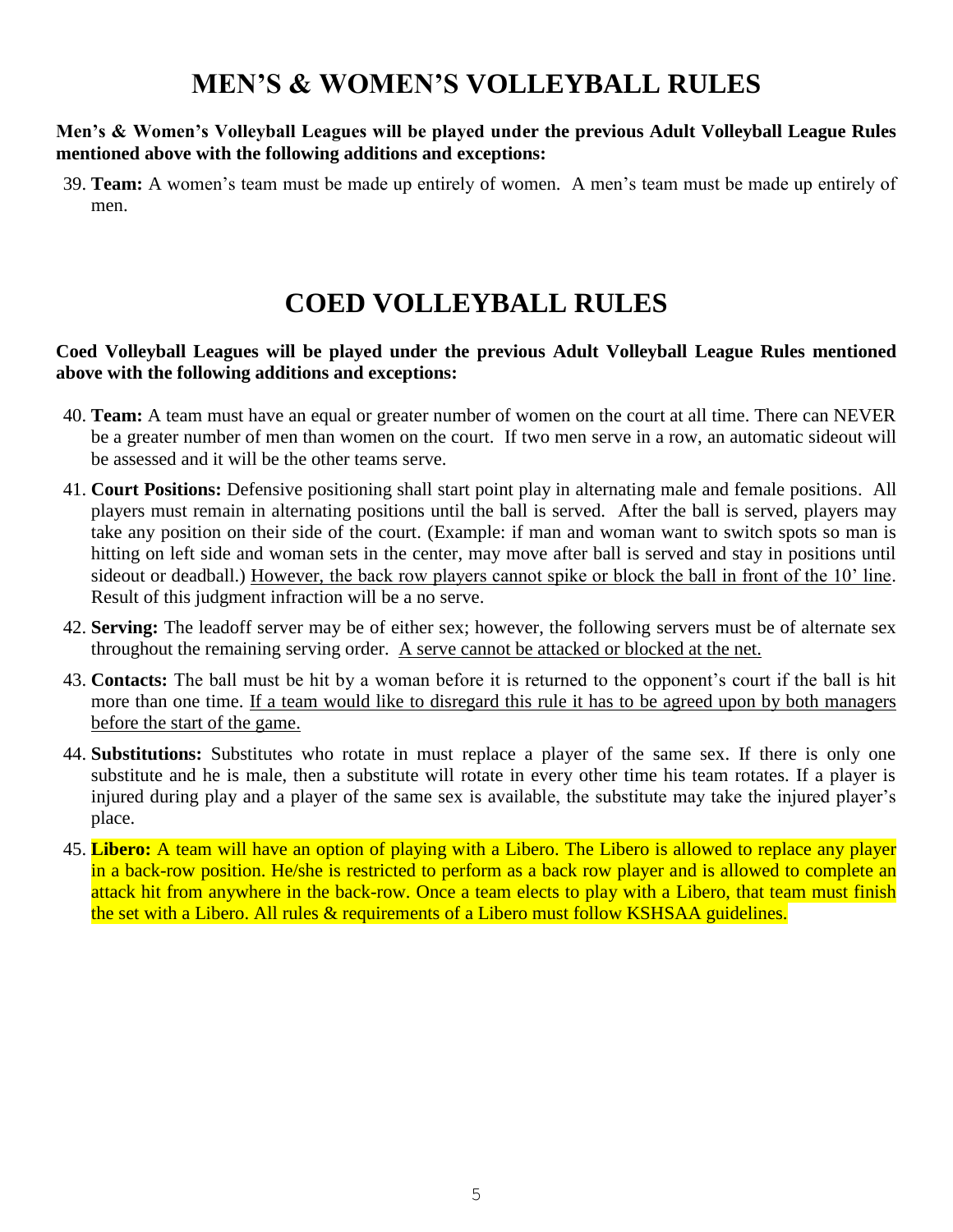# MEN'S & WOMEN'S VOLLEYBALL RULES

**Men's & Women's Volleyball Leagues will be played under the previous Adult Volleyball League Rules mentioned above with the following additions and exceptions:**

39. **Team:** A women's team must be made up entirely of women. A men's team must be made up entirely of men.

# COED VOLLEYBALL RULES

**Coed Volleyball Leagues will be played under the previous Adult Volleyball League Rules mentioned above with the following additions and exceptions:**

40. **Team:** A team must have an equal or greater number of women on the court at all time. There can NEVER be a greater number of men than women on the court. If two men serve in a row, an automatic sideout will be assessed and it will be the other teams serve.
41. **Court Positions:** Defensive positioning shall start point play in alternating male and female positions. All players must remain in alternating positions until the ball is served. After the ball is served, players may take any position on their side of the court. (Example: if man and woman want to switch spots so man is hitting on left side and woman sets in the center, may move after ball is served and stay in positions until sideout or deadball.) <u>However, the back row players cannot spike or block the ball in front of the 10' line</u>. Result of this judgment infraction will be a no serve.
42. **Serving:** The leadoff server may be of either sex; however, the following servers must be of alternate sex throughout the remaining serving order. <u>A serve cannot be attacked or blocked at the net.</u>
43. **Contacts:** The ball must be hit by a woman before it is returned to the opponent's court if the ball is hit more than one time. <u>If a team would like to disregard this rule it has to be agreed upon by both managers before the start of the game.</u>
44. **Substitutions:** Substitutes who rotate in must replace a player of the same sex. If there is only one substitute and he is male, then a substitute will rotate in every other time his team rotates. If a player is injured during play and a player of the same sex is available, the substitute may take the injured player's place.
45. **Libero:** A team will have an option of playing with a Libero. The Libero is allowed to replace any player in a back-row position. He/she is restricted to perform as a back row player and is allowed to complete an attack hit from anywhere in the back-row. Once a team elects to play with a Libero, that team must finish the set with a Libero. All rules & requirements of a Libero must follow KSHSAA guidelines.